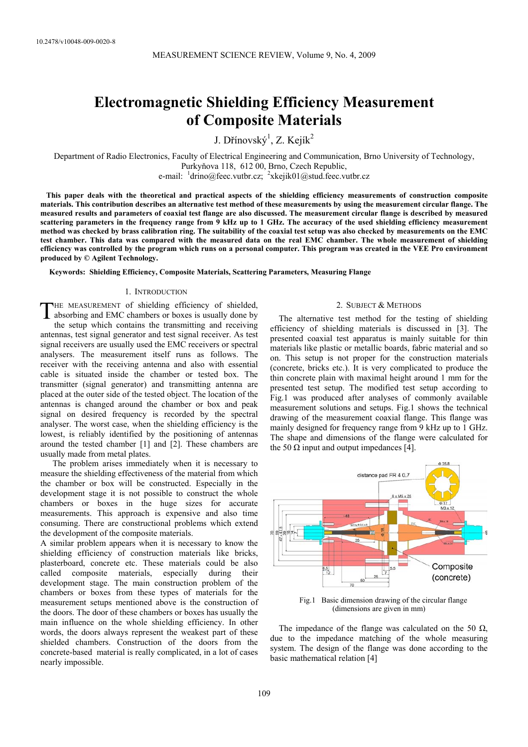10.2478/v10048-009-0020-8

# Electromagnetic Shielding Efficiency Measurement of Composite Materials

J. Dřínovský[1], Z. Kejík[2]

Department of Radio Electronics, Faculty of Electrical Engineering and Communication, Brno University of Technology, Purkyňova 118, 612 00, Brno, Czech Republic,
e-mail: [1]drino@feec.vutbr.cz; [2]xkejik01@stud.feec.vutbr.cz

**This paper deals with the theoretical and practical aspects of the shielding efficiency measurements of construction composite materials. This contribution describes an alternative test method of these measurements by using the measurement circular flange. The measured results and parameters of coaxial test flange are also discussed. The measurement circular flange is described by measured scattering parameters in the frequency range from 9 kHz up to 1 GHz. The accuracy of the used shielding efficiency measurement method was checked by brass calibration ring. The suitability of the coaxial test setup was also checked by measurements on the EMC test chamber. This data was compared with the measured data on the real EMC chamber. The whole measurement of shielding efficiency was controlled by the program which runs on a personal computer. This program was created in the VEE Pro environment produced by © Agilent Technology.**

**Keywords: Shielding Efficiency, Composite Materials, Scattering Parameters, Measuring Flange**

## 1. Introduction

The measurement of shielding efficiency of shielded, absorbing and EMC chambers or boxes is usually done by the setup which contains the transmitting and receiving antennas, test signal generator and test signal receiver. As test signal receivers are usually used the EMC receivers or spectral analysers. The measurement itself runs as follows. The receiver with the receiving antenna and also with essential cable is situated inside the chamber or tested box. The transmitter (signal generator) and transmitting antenna are placed at the outer side of the tested object. The location of the antennas is changed around the chamber or box and peak signal on desired frequency is recorded by the spectral analyser. The worst case, when the shielding efficiency is the lowest, is reliably identified by the positioning of antennas around the tested chamber [1] and [2]. These chambers are usually made from metal plates.

The problem arises immediately when it is necessary to measure the shielding effectiveness of the material from which the chamber or box will be constructed. Especially in the development stage it is not possible to construct the whole chambers or boxes in the huge sizes for accurate measurements. This approach is expensive and also time consuming. There are constructional problems which extend the development of the composite materials.

A similar problem appears when it is necessary to know the shielding efficiency of construction materials like bricks, plasterboard, concrete etc. These materials could be also called composite materials, especially during their development stage. The main construction problem of the chambers or boxes from these types of materials for the measurement setups mentioned above is the construction of the doors. The door of these chambers or boxes has usually the main influence on the whole shielding efficiency. In other words, the doors always represent the weakest part of these shielded chambers. Construction of the doors from the concrete-based material is really complicated, in a lot of cases nearly impossible.

## 2. Subject & Methods

The alternative test method for the testing of shielding efficiency of shielding materials is discussed in [3]. The presented coaxial test apparatus is mainly suitable for thin materials like plastic or metallic boards, fabric material and so on. This setup is not proper for the construction materials (concrete, bricks etc.). It is very complicated to produce the thin concrete plain with maximal height around 1 mm for the presented test setup. The modified test setup according to Fig.1 was produced after analyses of commonly available measurement solutions and setups. Fig.1 shows the technical drawing of the measurement coaxial flange. This flange was mainly designed for frequency range from 9 kHz up to 1 GHz. The shape and dimensions of the flange were calculated for the 50 Ω input and output impedances [4].

Fig.1 Basic dimension drawing of the circular flange (dimensions are given in mm)

The impedance of the flange was calculated on the 50 Ω, due to the impedance matching of the whole measuring system. The design of the flange was done according to the basic mathematical relation [4]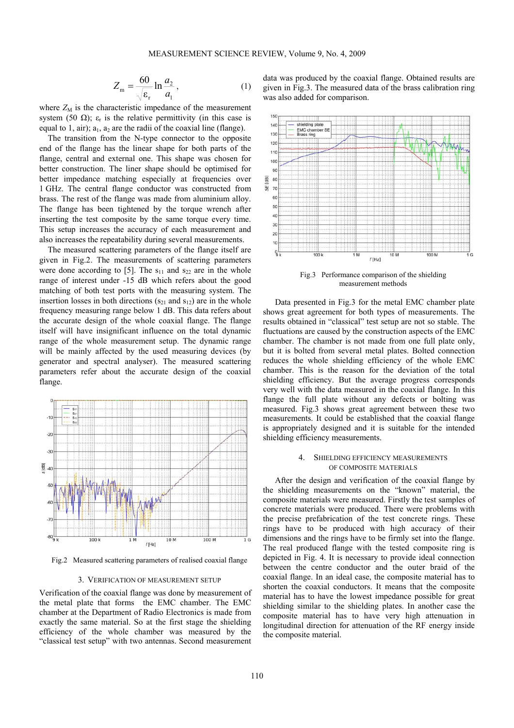$$Z_m = \frac{60}{\sqrt{\varepsilon_r}} \ln \frac{a_2}{a_1}, \tag{1}$$

where $Z_M$ is the characteristic impedance of the measurement system (50 Ω); $\varepsilon_r$ is the relative permittivity (in this case is equal to 1, air); $a_1$, $a_2$ are the radii of the coaxial line (flange).

The transition from the N-type connector to the opposite end of the flange has the linear shape for both parts of the flange, central and external one. This shape was chosen for better construction. The liner shape should be optimised for better impedance matching especially at frequencies over 1 GHz. The central flange conductor was constructed from brass. The rest of the flange was made from aluminium alloy. The flange has been tightened by the torque wrench after inserting the test composite by the same torque every time. This setup increases the accuracy of each measurement and also increases the repeatability during several measurements.

The measured scattering parameters of the flange itself are given in Fig.2. The measurements of scattering parameters were done according to [5]. The $s_{11}$ and $s_{22}$ are in the whole range of interest under -15 dB which refers about the good matching of both test ports with the measuring system. The insertion losses in both directions ($s_{21}$ and $s_{12}$) are in the whole frequency measuring range below 1 dB. This data refers about the accurate design of the whole coaxial flange. The flange itself will have insignificant influence on the total dynamic range of the whole measurement setup. The dynamic range will be mainly affected by the used measuring devices (by generator and spectral analyser). The measured scattering parameters refer about the accurate design of the coaxial flange.

Fig.2 Measured scattering parameters of realised coaxial flange

## 3. Verification of measurement setup

Verification of the coaxial flange was done by measurement of the metal plate that forms the EMC chamber. The EMC chamber at the Department of Radio Electronics is made from exactly the same material. So at the first stage the shielding efficiency of the whole chamber was measured by the "classical test setup" with two antennas. Second measurement data was produced by the coaxial flange. Obtained results are given in Fig.3. The measured data of the brass calibration ring was also added for comparison.

Fig.3 Performance comparison of the shielding measurement methods

Data presented in Fig.3 for the metal EMC chamber plate shows great agreement for both types of measurements. The results obtained in "classical" test setup are not so stable. The fluctuations are caused by the construction aspects of the EMC chamber. The chamber is not made from one full plate only, but it is bolted from several metal plates. Bolted connection reduces the whole shielding efficiency of the whole EMC chamber. This is the reason for the deviation of the total shielding efficiency. But the average progress corresponds very well with the data measured in the coaxial flange. In this flange the full plate without any defects or bolting was measured. Fig.3 shows great agreement between these two measurements. It could be established that the coaxial flange is appropriately designed and it is suitable for the intended shielding efficiency measurements.

## 4. Shielding efficiency measurements of composite materials

After the design and verification of the coaxial flange by the shielding measurements on the "known" material, the composite materials were measured. Firstly the test samples of concrete materials were produced. There were problems with the precise prefabrication of the test concrete rings. These rings have to be produced with high accuracy of their dimensions and the rings have to be firmly set into the flange. The real produced flange with the tested composite ring is depicted in Fig. 4. It is necessary to provide ideal connection between the centre conductor and the outer braid of the coaxial flange. In an ideal case, the composite material has to shorten the coaxial conductors. It means that the composite material has to have the lowest impedance possible for great shielding similar to the shielding plates. In another case the composite material has to have very high attenuation in longitudinal direction for attenuation of the RF energy inside the composite material.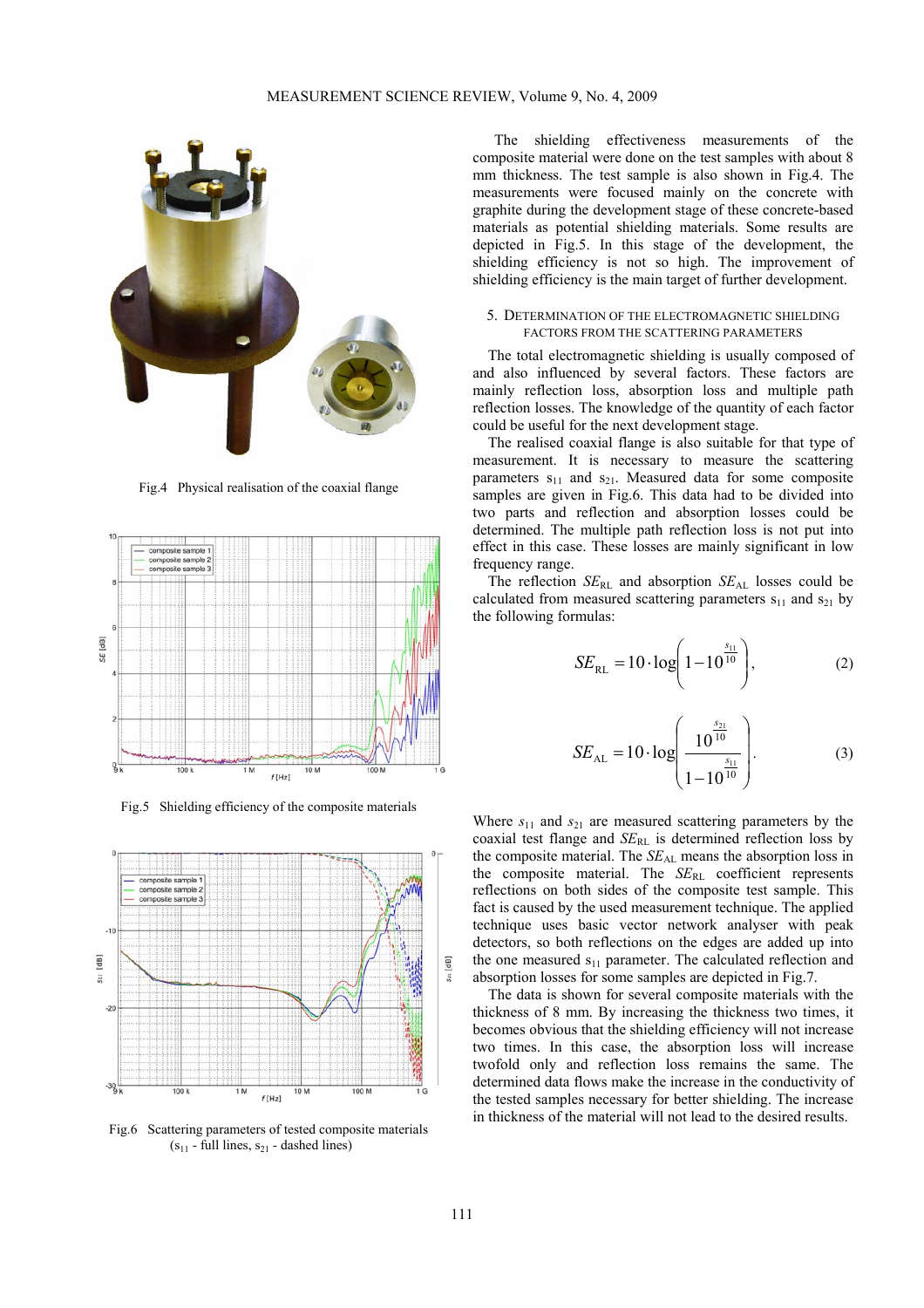Fig.4 Physical realisation of the coaxial flange

Fig.5 Shielding efficiency of the composite materials

Fig.6 Scattering parameters of tested composite materials ($s_{11}$ - full lines, $s_{21}$ - dashed lines)

The shielding effectiveness measurements of the composite material were done on the test samples with about 8 mm thickness. The test sample is also shown in Fig.4. The measurements were focused mainly on the concrete with graphite during the development stage of these concrete-based materials as potential shielding materials. Some results are depicted in Fig.5. In this stage of the development, the shielding efficiency is not so high. The improvement of shielding efficiency is the main target of further development.

## 5. Determination of the electromagnetic shielding factors from the scattering parameters

The total electromagnetic shielding is usually composed of and also influenced by several factors. These factors are mainly reflection loss, absorption loss and multiple path reflection losses. The knowledge of the quantity of each factor could be useful for the next development stage.

The realised coaxial flange is also suitable for that type of measurement. It is necessary to measure the scattering parameters $s_{11}$ and $s_{21}$. Measured data for some composite samples are given in Fig.6. This data had to be divided into two parts and reflection and absorption losses could be determined. The multiple path reflection loss is not put into effect in this case. These losses are mainly significant in low frequency range.

The reflection $SE_{RL}$ and absorption $SE_{AL}$ losses could be calculated from measured scattering parameters $s_{11}$ and $s_{21}$ by the following formulas:

$$SE_{RL} = 10 \cdot \log\left(1 - 10^{\frac{s_{11}}{10}}\right), \tag{2}$$

$$SE_{AL} = 10 \cdot \log\left(\frac{10^{\frac{s_{21}}{10}}}{1 - 10^{\frac{s_{11}}{10}}}\right). \tag{3}$$

Where $s_{11}$ and $s_{21}$ are measured scattering parameters by the coaxial test flange and $SE_{RL}$ is determined reflection loss by the composite material. The $SE_{AL}$ means the absorption loss in the composite material. The $SE_{RL}$ coefficient represents reflections on both sides of the composite test sample. This fact is caused by the used measurement technique. The applied technique uses basic vector network analyser with peak detectors, so both reflections on the edges are added up into the one measured $s_{11}$ parameter. The calculated reflection and absorption losses for some samples are depicted in Fig.7.

The data is shown for several composite materials with the thickness of 8 mm. By increasing the thickness two times, it becomes obvious that the shielding efficiency will not increase two times. In this case, the absorption loss will increase twofold only and reflection loss remains the same. The determined data flows make the increase in the conductivity of the tested samples necessary for better shielding. The increase in thickness of the material will not lead to the desired results.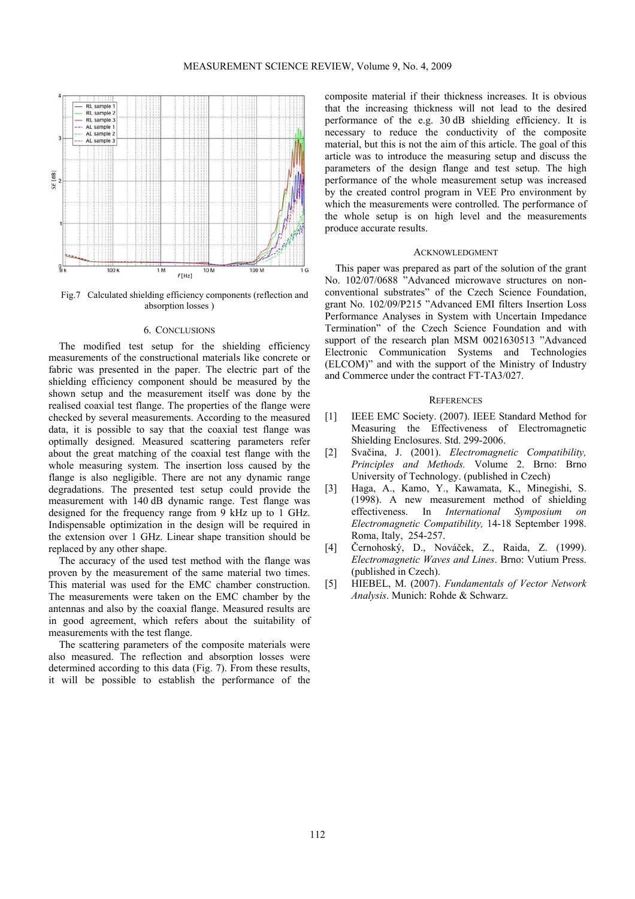4

3

2

1

0

SE [dB]

9 k 100 k 1 M 10 M 100 M 1 G

f [Hz]

RL sample 1
RL sample 2
RL sample 3
AL sample 1
AL sample 2
AL sample 3

Fig.7 Calculated shielding efficiency components (reflection and absorption losses )

## 6. CONCLUSIONS

The modified test setup for the shielding efficiency measurements of the constructional materials like concrete or fabric was presented in the paper. The electric part of the shielding efficiency component should be measured by the shown setup and the measurement itself was done by the realised coaxial test flange. The properties of the flange were checked by several measurements. According to the measured data, it is possible to say that the coaxial test flange was optimally designed. Measured scattering parameters refer about the great matching of the coaxial test flange with the whole measuring system. The insertion loss caused by the flange is also negligible. There are not any dynamic range degradations. The presented test setup could provide the measurement with 140 dB dynamic range. Test flange was designed for the frequency range from 9 kHz up to 1 GHz. Indispensable optimization in the design will be required in the extension over 1 GHz. Linear shape transition should be replaced by any other shape.

The accuracy of the used test method with the flange was proven by the measurement of the same material two times. This material was used for the EMC chamber construction. The measurements were taken on the EMC chamber by the antennas and also by the coaxial flange. Measured results are in good agreement, which refers about the suitability of measurements with the test flange.

The scattering parameters of the composite materials were also measured. The reflection and absorption losses were determined according to this data (Fig. 7). From these results, it will be possible to establish the performance of the composite material if their thickness increases. It is obvious that the increasing thickness will not lead to the desired performance of the e.g. 30 dB shielding efficiency. It is necessary to reduce the conductivity of the composite material, but this is not the aim of this article. The goal of this article was to introduce the measuring setup and discuss the parameters of the design flange and test setup. The high performance of the whole measurement setup was increased by the created control program in VEE Pro environment by which the measurements were controlled. The performance of the whole setup is on high level and the measurements produce accurate results.

## ACKNOWLEDGMENT

This paper was prepared as part of the solution of the grant No. 102/07/0688 "Advanced microwave structures on non-conventional substrates" of the Czech Science Foundation, grant No. 102/09/P215 "Advanced EMI filters Insertion Loss Performance Analyses in System with Uncertain Impedance Termination" of the Czech Science Foundation and with support of the research plan MSM 0021630513 "Advanced Electronic Communication Systems and Technologies (ELCOM)" and with the support of the Ministry of Industry and Commerce under the contract FT-TA3/027.

## REFERENCES

[1] IEEE EMC Society. (2007). IEEE Standard Method for Measuring the Effectiveness of Electromagnetic Shielding Enclosures. Std. 299-2006.

[2] Svačina, J. (2001). *Electromagnetic Compatibility, Principles and Methods.* Volume 2. Brno: Brno University of Technology. (published in Czech)

[3] Haga, A., Kamo, Y., Kawamata, K., Minegishi, S. (1998). A new measurement method of shielding effectiveness. In *International Symposium on Electromagnetic Compatibility,* 14-18 September 1998. Roma, Italy, 254-257.

[4] Černohoský, D., Nováček, Z., Raida, Z. (1999). *Electromagnetic Waves and Lines*. Brno: Vutium Press. (published in Czech).

[5] HIEBEL, M. (2007). *Fundamentals of Vector Network Analysis*. Munich: Rohde & Schwarz.